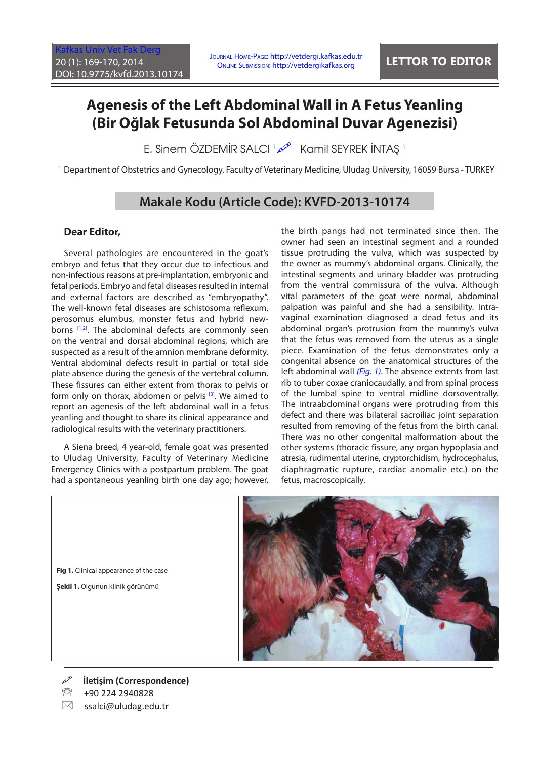LETTOR TO EDITOR

# Agenesis of the Left Abdominal Wall in A Fetus Yeanling (Bir Oğlak Fetusunda Sol Abdominal Duvar Agenezisi)

E. Sinem ÖZDEMİR SALCI [1] Kamil SEYREK İNTAŞ [1]

[1] Department of Obstetrics and Gynecology, Faculty of Veterinary Medicine, Uludag University, 16059 Bursa - TURKEY

## Makale Kodu (Article Code): KVFD-2013-10174

**Dear Editor,**

Several pathologies are encountered in the goat's embryo and fetus that they occur due to infectious and non-infectious reasons at pre-implantation, embryonic and fetal periods. Embryo and fetal diseases resulted in internal and external factors are described as "embryopathy". The well-known fetal diseases are schistosoma reflexum, perosomus elumbus, monster fetus and hybrid newborns [1,2]. The abdominal defects are commonly seen on the ventral and dorsal abdominal regions, which are suspected as a result of the amnion membrane deformity. Ventral abdominal defects result in partial or total side plate absence during the genesis of the vertebral column. These fissures can either extent from thorax to pelvis or form only on thorax, abdomen or pelvis [3]. We aimed to report an agenesis of the left abdominal wall in a fetus yeanling and thought to share its clinical appearance and radiological results with the veterinary practitioners.

A Siena breed, 4 year-old, female goat was presented to Uludag University, Faculty of Veterinary Medicine Emergency Clinics with a postpartum problem. The goat had a spontaneous yeanling birth one day ago; however, the birth pangs had not terminated since then. The owner had seen an intestinal segment and a rounded tissue protruding the vulva, which was suspected by the owner as mummy's abdominal organs. Clinically, the intestinal segments and urinary bladder was protruding from the ventral commissura of the vulva. Although vital parameters of the goat were normal, abdominal palpation was painful and she had a sensibility. Intra-vaginal examination diagnosed a dead fetus and its abdominal organ's protrusion from the mummy's vulva that the fetus was removed from the uterus as a single piece. Examination of the fetus demonstrates only a congenital absence on the anatomical structures of the left abdominal wall *(Fig. 1)*. The absence extents from last rib to tuber coxae craniocaudally, and from spinal process of the lumbal spine to ventral midline dorsoventrally. The intraabdominal organs were protruding from this defect and there was bilateral sacroiliac joint separation resulted from removing of the fetus from the birth canal. There was no other congenital malformation about the other systems (thoracic fissure, any organ hypoplasia and atresia, rudimental uterine, cryptorchidism, hydrocephalus, diaphragmatic rupture, cardiac anomalie etc.) on the fetus, macroscopically.

**Fig 1.** Clinical appearance of the case

**Şekil 1.** Olgunun klinik görünümü

**İletişim (Correspondence)**

+90 224 2940828

ssalci@uludag.edu.tr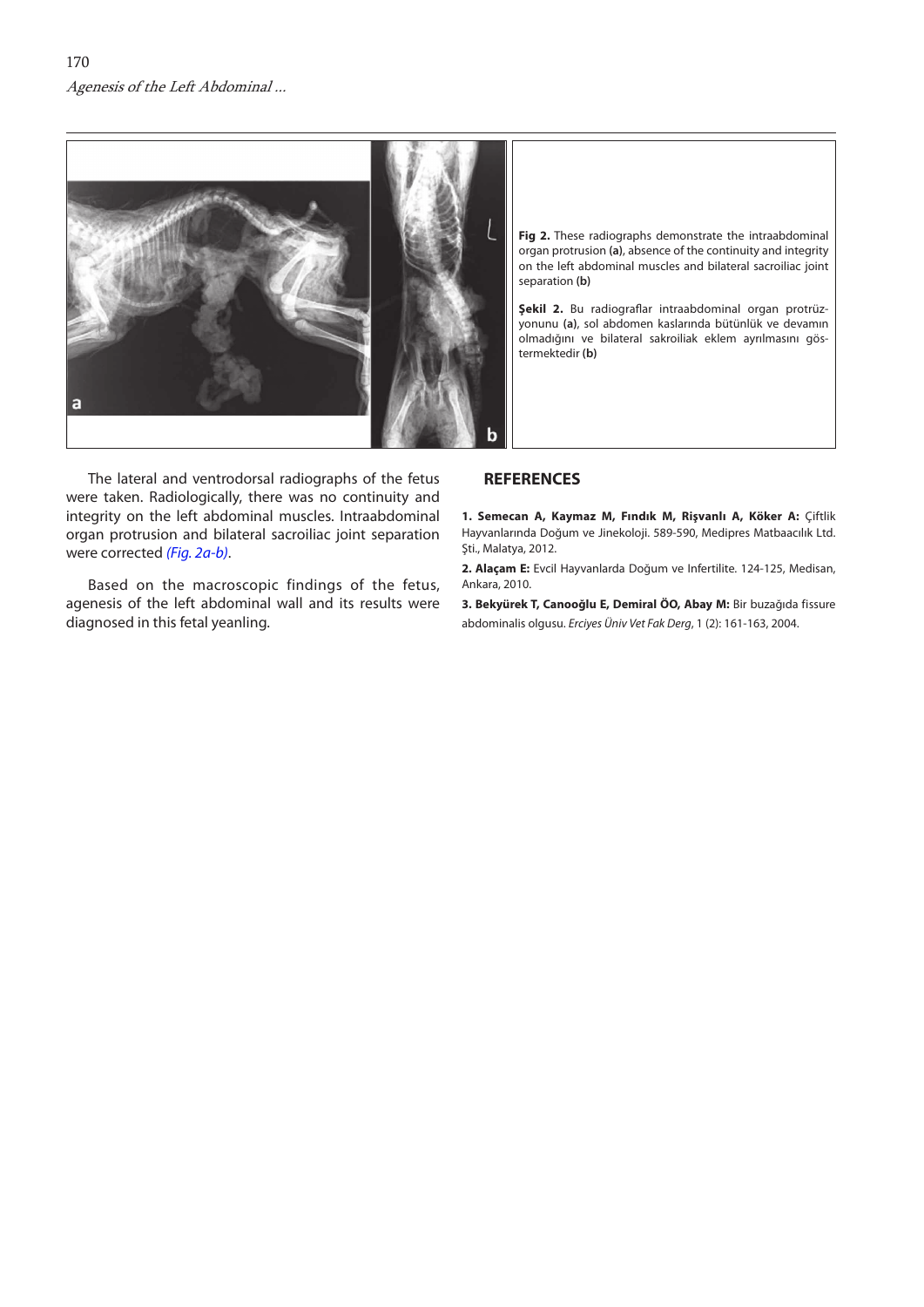Fig 2. These radiographs demonstrate the intraabdominal organ protrusion **(a)**, absence of the continuity and integrity on the left abdominal muscles and bilateral sacroiliac joint separation **(b)**

**Şekil 2.** Bu radiograflar intraabdominal organ protrüzyonunu **(a)**, sol abdomen kaslarında bütünlük ve devamın olmadığını ve bilateral sakroiliak eklem ayrılmasını göstermektedir **(b)**

The lateral and ventrodorsal radiographs of the fetus were taken. Radiologically, there was no continuity and integrity on the left abdominal muscles. Intraabdominal organ protrusion and bilateral sacroiliac joint separation were corrected *(Fig. 2a-b)*.

Based on the macroscopic findings of the fetus, agenesis of the left abdominal wall and its results were diagnosed in this fetal yeanling.

## REFERENCES

**1. Semecan A, Kaymaz M, Fındık M, Rişvanlı A, Köker A:** Çiftlik Hayvanlarında Doğum ve Jinekoloji. 589-590, Medipres Matbaacılık Ltd. Şti., Malatya, 2012.

**2. Alaçam E:** Evcil Hayvanlarda Doğum ve Infertilite. 124-125, Medisan, Ankara, 2010.

**3. Bekyürek T, Canooğlu E, Demiral ÖO, Abay M:** Bir buzağıda fissure abdominalis olgusu. *Erciyes Üniv Vet Fak Derg*, 1 (2): 161-163, 2004.